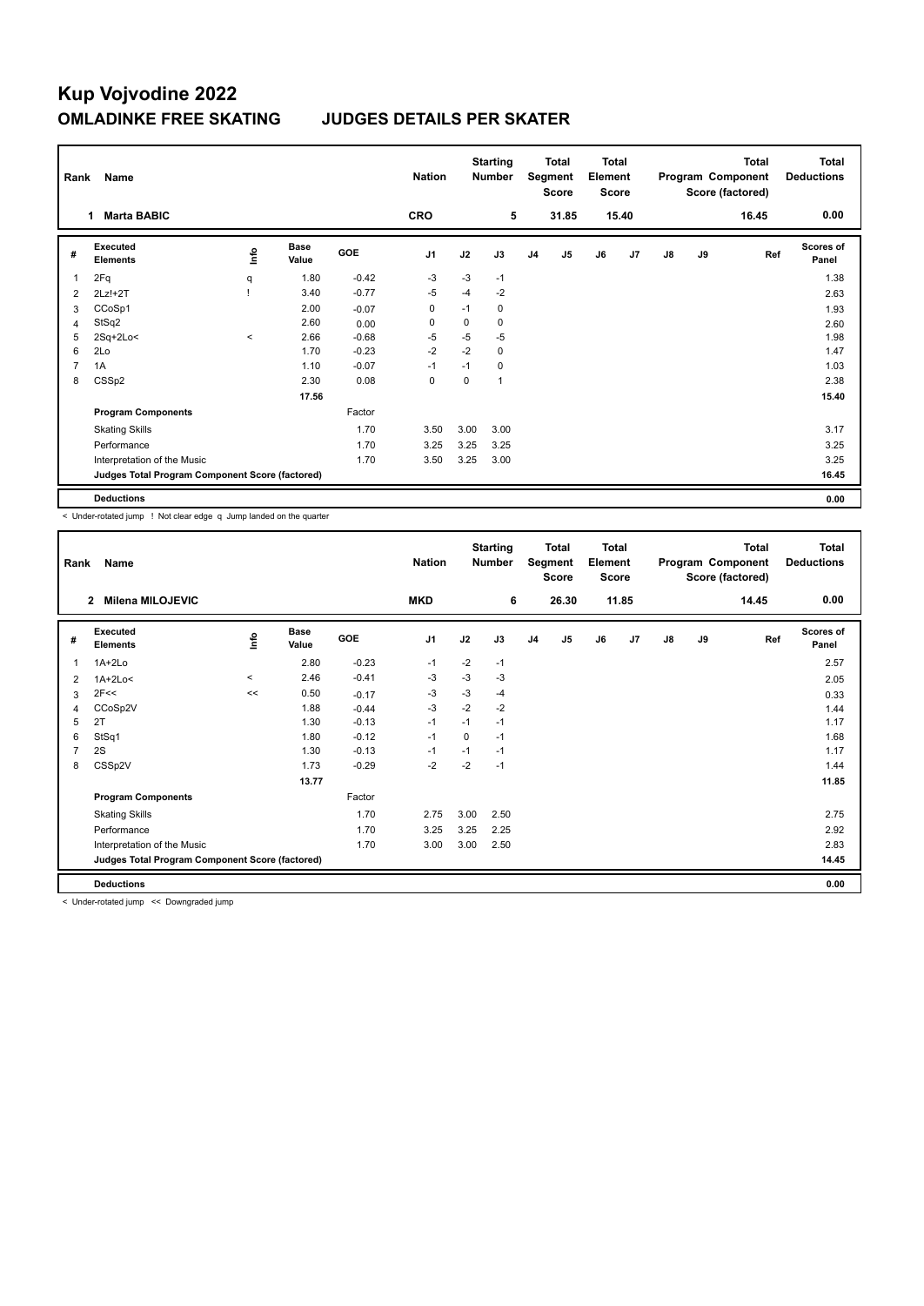# Kup Vojvodine 2022

## OMLADINKE FREE SKATING JUDGES DETAILS PER SKATER

| Rank | Name | | | | Nation | | Starting Number | | Total Segment Score | | Total Element Score | | | Total Program Component Score (factored) | | Total Deductions |
|---|---|---|---|---|---|---|---|---|---|---|---|---|---|---|---|---|
| 1 | Marta BABIC | | | | CRO | | 5 | | 31.85 | | 15.40 | | | 16.45 | | 0.00 |

| # | Executed Elements | Info | Base Value | GOE | J1 | J2 | J3 | J4 | J5 | J6 | J7 | J8 | J9 | Ref | Scores of Panel |
|---|---|---|---|---|---|---|---|---|---|---|---|---|---|---|---|
| 1 | 2Fq | q | 1.80 | -0.42 | -3 | -3 | -1 | | | | | | | | 1.38 |
| 2 | 2Lz!+2T | ! | 3.40 | -0.77 | -5 | -4 | -2 | | | | | | | | 2.63 |
| 3 | CCoSp1 | | 2.00 | -0.07 | 0 | -1 | 0 | | | | | | | | 1.93 |
| 4 | StSq2 | | 2.60 | 0.00 | 0 | 0 | 0 | | | | | | | | 2.60 |
| 5 | 2Sq+2Lo< | < | 2.66 | -0.68 | -5 | -5 | -5 | | | | | | | | 1.98 |
| 6 | 2Lo | | 1.70 | -0.23 | -2 | -2 | 0 | | | | | | | | 1.47 |
| 7 | 1A | | 1.10 | -0.07 | -1 | -1 | 0 | | | | | | | | 1.03 |
| 8 | CSSp2 | | 2.30 | 0.08 | 0 | 0 | 1 | | | | | | | | 2.38 |
| | | | 17.56 | | | | | | | | | | | | 15.40 |
| | **Program Components** | | | Factor | | | | | | | | | | | |
| | Skating Skills | | | 1.70 | 3.50 | 3.00 | 3.00 | | | | | | | | 3.17 |
| | Performance | | | 1.70 | 3.25 | 3.25 | 3.25 | | | | | | | | 3.25 |
| | Interpretation of the Music | | | 1.70 | 3.50 | 3.25 | 3.00 | | | | | | | | 3.25 |
| | **Judges Total Program Component Score (factored)** | | | | | | | | | | | | | | 16.45 |
| | **Deductions** | | | | | | | | | | | | | | 0.00 |

< Under-rotated jump ! Not clear edge q Jump landed on the quarter

| Rank | Name | | | | Nation | | Starting Number | | Total Segment Score | | Total Element Score | | | Total Program Component Score (factored) | | Total Deductions |
|---|---|---|---|---|---|---|---|---|---|---|---|---|---|---|---|---|
| 2 | Milena MILOJEVIC | | | | MKD | | 6 | | 26.30 | | 11.85 | | | 14.45 | | 0.00 |

| # | Executed Elements | Info | Base Value | GOE | J1 | J2 | J3 | J4 | J5 | J6 | J7 | J8 | J9 | Ref | Scores of Panel |
|---|---|---|---|---|---|---|---|---|---|---|---|---|---|---|---|
| 1 | 1A+2Lo | | 2.80 | -0.23 | -1 | -2 | -1 | | | | | | | | 2.57 |
| 2 | 1A+2Lo< | < | 2.46 | -0.41 | -3 | -3 | -3 | | | | | | | | 2.05 |
| 3 | 2F<< | << | 0.50 | -0.17 | -3 | -3 | -4 | | | | | | | | 0.33 |
| 4 | CCoSp2V | | 1.88 | -0.44 | -3 | -2 | -2 | | | | | | | | 1.44 |
| 5 | 2T | | 1.30 | -0.13 | -1 | -1 | -1 | | | | | | | | 1.17 |
| 6 | StSq1 | | 1.80 | -0.12 | -1 | 0 | -1 | | | | | | | | 1.68 |
| 7 | 2S | | 1.30 | -0.13 | -1 | -1 | -1 | | | | | | | | 1.17 |
| 8 | CSSp2V | | 1.73 | -0.29 | -2 | -2 | -1 | | | | | | | | 1.44 |
| | | | 13.77 | | | | | | | | | | | | 11.85 |
| | **Program Components** | | | Factor | | | | | | | | | | | |
| | Skating Skills | | | 1.70 | 2.75 | 3.00 | 2.50 | | | | | | | | 2.75 |
| | Performance | | | 1.70 | 3.25 | 3.25 | 2.25 | | | | | | | | 2.92 |
| | Interpretation of the Music | | | 1.70 | 3.00 | 3.00 | 2.50 | | | | | | | | 2.83 |
| | **Judges Total Program Component Score (factored)** | | | | | | | | | | | | | | 14.45 |
| | **Deductions** | | | | | | | | | | | | | | 0.00 |

< Under-rotated jump << Downgraded jump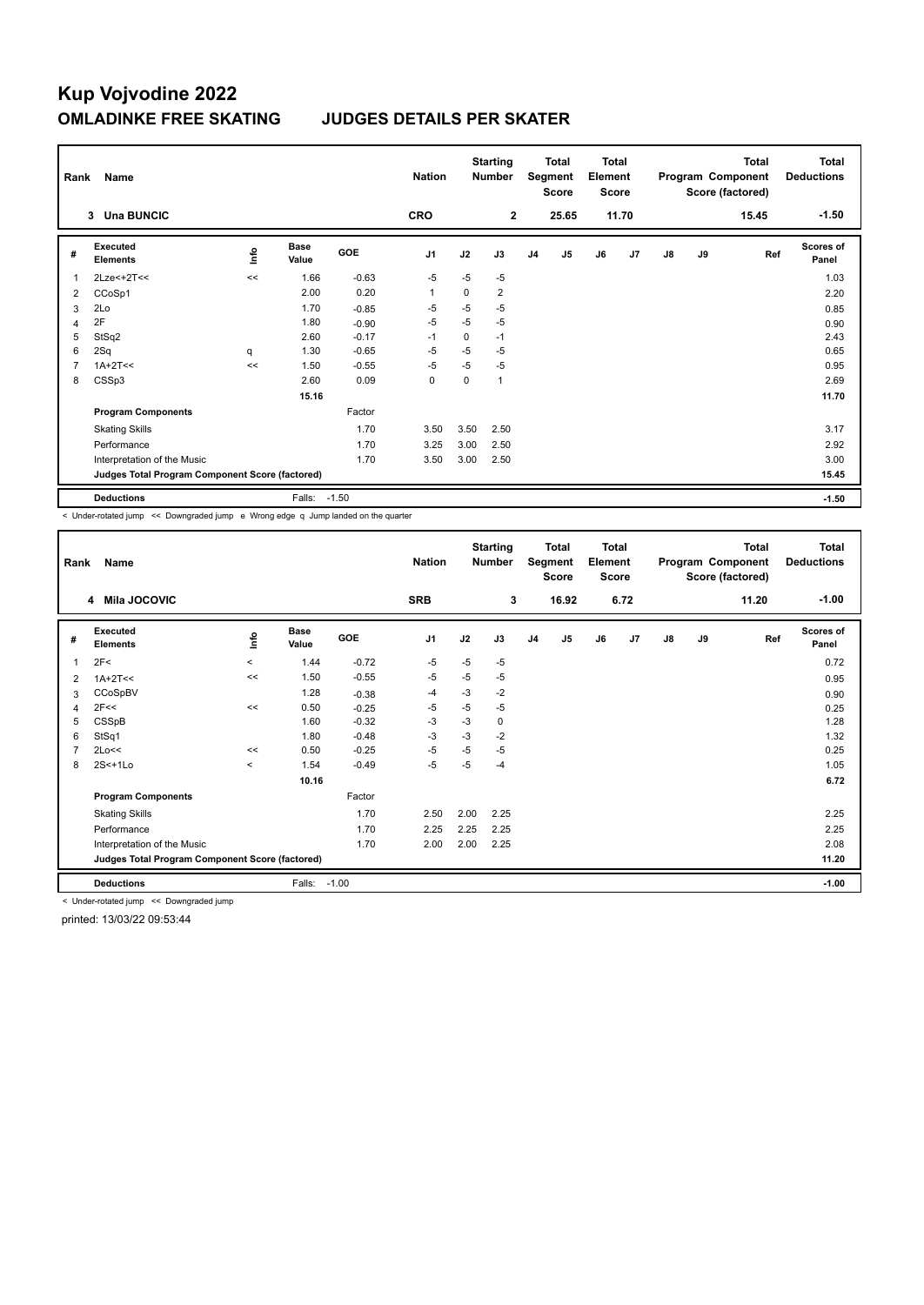# Kup Vojvodine 2022

## OMLADINKE FREE SKATING JUDGES DETAILS PER SKATER

| Rank | Name | | | | Nation | | Starting Number | | Total Segment Score | | Total Element Score | | | Total Program Component Score (factored) | Total Deductions |
|---|---|---|---|---|---|---|---|---|---|---|---|---|---|---|---|
| 3 | Una BUNCIC | | | | CRO | | 2 | | 25.65 | | 11.70 | | | 15.45 | -1.50 |

| # | Executed Elements | Info | Base Value | GOE | J1 | J2 | J3 | J4 | J5 | J6 | J7 | J8 | J9 | Ref | Scores of Panel |
|---|---|---|---|---|---|---|---|---|---|---|---|---|---|---|---|
| 1 | 2Lze<+2T<< | << | 1.66 | -0.63 | -5 | -5 | -5 | | | | | | | | 1.03 |
| 2 | CCoSp1 | | 2.00 | 0.20 | 1 | 0 | 2 | | | | | | | | 2.20 |
| 3 | 2Lo | | 1.70 | -0.85 | -5 | -5 | -5 | | | | | | | | 0.85 |
| 4 | 2F | | 1.80 | -0.90 | -5 | -5 | -5 | | | | | | | | 0.90 |
| 5 | StSq2 | | 2.60 | -0.17 | -1 | 0 | -1 | | | | | | | | 2.43 |
| 6 | 2Sq | q | 1.30 | -0.65 | -5 | -5 | -5 | | | | | | | | 0.65 |
| 7 | 1A+2T<< | << | 1.50 | -0.55 | -5 | -5 | -5 | | | | | | | | 0.95 |
| 8 | CSSp3 | | 2.60 | 0.09 | 0 | 0 | 1 | | | | | | | | 2.69 |
| | | | 15.16 | | | | | | | | | | | | 11.70 |
| | **Program Components** | | | Factor | | | | | | | | | | | |
| | Skating Skills | | | 1.70 | 3.50 | 3.50 | 2.50 | | | | | | | | 3.17 |
| | Performance | | | 1.70 | 3.25 | 3.00 | 2.50 | | | | | | | | 2.92 |
| | Interpretation of the Music | | | 1.70 | 3.50 | 3.00 | 2.50 | | | | | | | | 3.00 |
| | **Judges Total Program Component Score (factored)** | | | | | | | | | | | | | | 15.45 |
| | **Deductions** | | Falls: | -1.50 | | | | | | | | | | | -1.50 |

< Under-rotated jump << Downgraded jump e Wrong edge q Jump landed on the quarter

| Rank | Name | | | | Nation | | Starting Number | | Total Segment Score | | Total Element Score | | | Total Program Component Score (factored) | Total Deductions |
|---|---|---|---|---|---|---|---|---|---|---|---|---|---|---|---|
| 4 | Mila JOCOVIC | | | | SRB | | 3 | | 16.92 | | 6.72 | | | 11.20 | -1.00 |

| # | Executed Elements | Info | Base Value | GOE | J1 | J2 | J3 | J4 | J5 | J6 | J7 | J8 | J9 | Ref | Scores of Panel |
|---|---|---|---|---|---|---|---|---|---|---|---|---|---|---|---|
| 1 | 2F< | < | 1.44 | -0.72 | -5 | -5 | -5 | | | | | | | | 0.72 |
| 2 | 1A+2T<< | << | 1.50 | -0.55 | -5 | -5 | -5 | | | | | | | | 0.95 |
| 3 | CCoSpBV | | 1.28 | -0.38 | -4 | -3 | -2 | | | | | | | | 0.90 |
| 4 | 2F<< | << | 0.50 | -0.25 | -5 | -5 | -5 | | | | | | | | 0.25 |
| 5 | CSSpB | | 1.60 | -0.32 | -3 | -3 | 0 | | | | | | | | 1.28 |
| 6 | StSq1 | | 1.80 | -0.48 | -3 | -3 | -2 | | | | | | | | 1.32 |
| 7 | 2Lo<< | << | 0.50 | -0.25 | -5 | -5 | -5 | | | | | | | | 0.25 |
| 8 | 2S<+1Lo | < | 1.54 | -0.49 | -5 | -5 | -4 | | | | | | | | 1.05 |
| | | | 10.16 | | | | | | | | | | | | 6.72 |
| | **Program Components** | | | Factor | | | | | | | | | | | |
| | Skating Skills | | | 1.70 | 2.50 | 2.00 | 2.25 | | | | | | | | 2.25 |
| | Performance | | | 1.70 | 2.25 | 2.25 | 2.25 | | | | | | | | 2.25 |
| | Interpretation of the Music | | | 1.70 | 2.00 | 2.00 | 2.25 | | | | | | | | 2.08 |
| | **Judges Total Program Component Score (factored)** | | | | | | | | | | | | | | 11.20 |
| | **Deductions** | | Falls: | -1.00 | | | | | | | | | | | -1.00 |

< Under-rotated jump << Downgraded jump

printed: 13/03/22 09:53:44